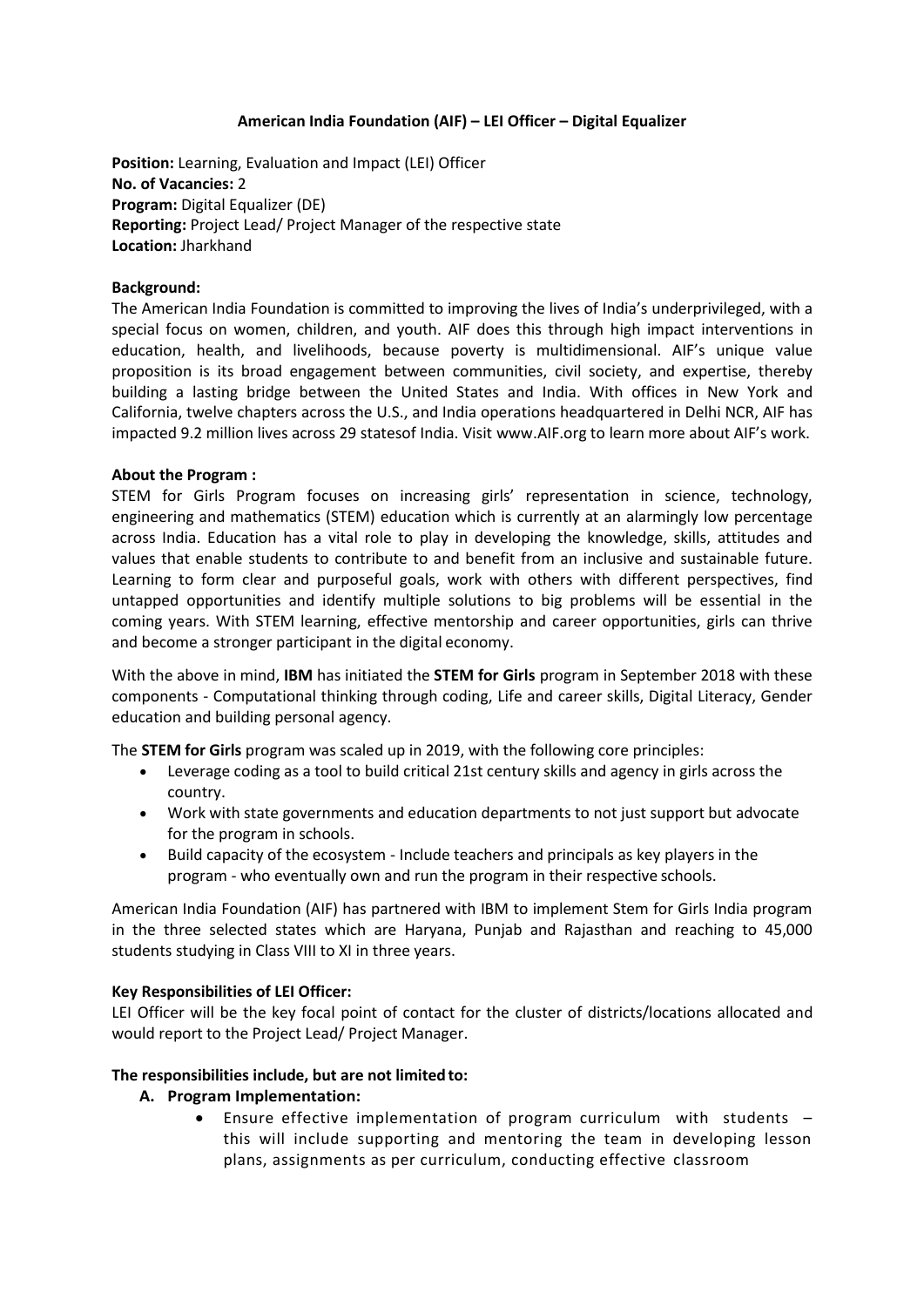# American India Foundation (AIF) – LEI Officer – Digital Equalizer

**Position:** Learning, Evaluation and Impact (LEI) Officer
**No. of Vacancies:** 2
**Program:** Digital Equalizer (DE)
**Reporting:** Project Lead/ Project Manager of the respective state
**Location:** Jharkhand

**Background:**

The American India Foundation is committed to improving the lives of India's underprivileged, with a special focus on women, children, and youth. AIF does this through high impact interventions in education, health, and livelihoods, because poverty is multidimensional. AIF's unique value proposition is its broad engagement between communities, civil society, and expertise, thereby building a lasting bridge between the United States and India. With offices in New York and California, twelve chapters across the U.S., and India operations headquartered in Delhi NCR, AIF has impacted 9.2 million lives across 29 statesof India. Visit www.AIF.org to learn more about AIF's work.

**About the Program :**

STEM for Girls Program focuses on increasing girls' representation in science, technology, engineering and mathematics (STEM) education which is currently at an alarmingly low percentage across India. Education has a vital role to play in developing the knowledge, skills, attitudes and values that enable students to contribute to and benefit from an inclusive and sustainable future. Learning to form clear and purposeful goals, work with others with different perspectives, find untapped opportunities and identify multiple solutions to big problems will be essential in the coming years. With STEM learning, effective mentorship and career opportunities, girls can thrive and become a stronger participant in the digital economy.

With the above in mind, **IBM** has initiated the **STEM for Girls** program in September 2018 with these components - Computational thinking through coding, Life and career skills, Digital Literacy, Gender education and building personal agency.

The **STEM for Girls** program was scaled up in 2019, with the following core principles:

- Leverage coding as a tool to build critical 21st century skills and agency in girls across the country.
- Work with state governments and education departments to not just support but advocate for the program in schools.
- Build capacity of the ecosystem - Include teachers and principals as key players in the program - who eventually own and run the program in their respective schools.

American India Foundation (AIF) has partnered with IBM to implement Stem for Girls India program in the three selected states which are Haryana, Punjab and Rajasthan and reaching to 45,000 students studying in Class VIII to XI in three years.

**Key Responsibilities of LEI Officer:**

LEI Officer will be the key focal point of contact for the cluster of districts/locations allocated and would report to the Project Lead/ Project Manager.

**The responsibilities include, but are not limited to:**

**A. Program Implementation:**

- Ensure effective implementation of program curriculum with students – this will include supporting and mentoring the team in developing lesson plans, assignments as per curriculum, conducting effective classroom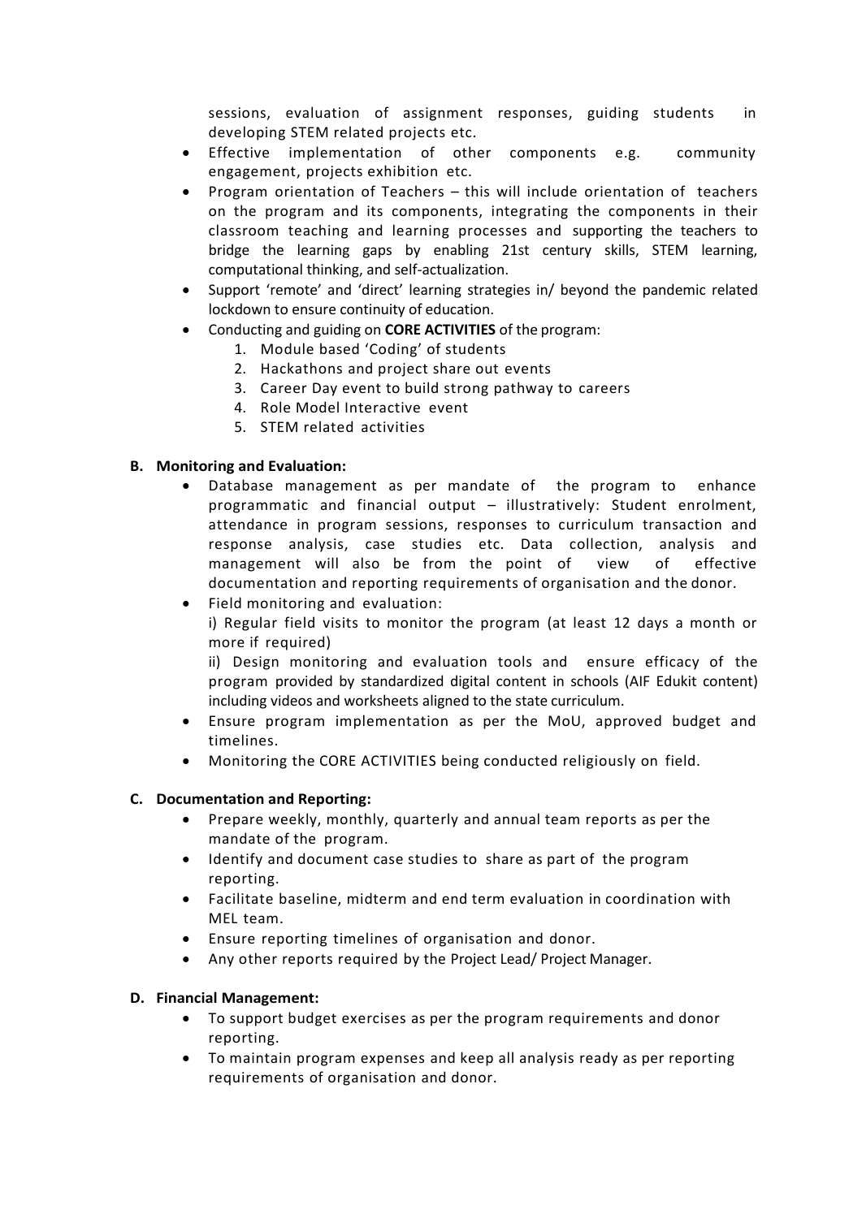sessions, evaluation of assignment responses, guiding students in developing STEM related projects etc.

- Effective implementation of other components e.g. community engagement, projects exhibition etc.
- Program orientation of Teachers – this will include orientation of teachers on the program and its components, integrating the components in their classroom teaching and learning processes and supporting the teachers to bridge the learning gaps by enabling 21st century skills, STEM learning, computational thinking, and self-actualization.
- Support 'remote' and 'direct' learning strategies in/ beyond the pandemic related lockdown to ensure continuity of education.
- Conducting and guiding on **CORE ACTIVITIES** of the program:
    1. Module based 'Coding' of students
    2. Hackathons and project share out events
    3. Career Day event to build strong pathway to careers
    4. Role Model Interactive event
    5. STEM related activities

**B. Monitoring and Evaluation:**

- Database management as per mandate of the program to enhance programmatic and financial output – illustratively: Student enrolment, attendance in program sessions, responses to curriculum transaction and response analysis, case studies etc. Data collection, analysis and management will also be from the point of view of effective documentation and reporting requirements of organisation and the donor.
- Field monitoring and evaluation:
  
  i) Regular field visits to monitor the program (at least 12 days a month or more if required)
  
  ii) Design monitoring and evaluation tools and ensure efficacy of the program provided by standardized digital content in schools (AIF Edukit content) including videos and worksheets aligned to the state curriculum.
- Ensure program implementation as per the MoU, approved budget and timelines.
- Monitoring the CORE ACTIVITIES being conducted religiously on field.

**C. Documentation and Reporting:**

- Prepare weekly, monthly, quarterly and annual team reports as per the mandate of the program.
- Identify and document case studies to share as part of the program reporting.
- Facilitate baseline, midterm and end term evaluation in coordination with MEL team.
- Ensure reporting timelines of organisation and donor.
- Any other reports required by the Project Lead/ Project Manager.

**D. Financial Management:**

- To support budget exercises as per the program requirements and donor reporting.
- To maintain program expenses and keep all analysis ready as per reporting requirements of organisation and donor.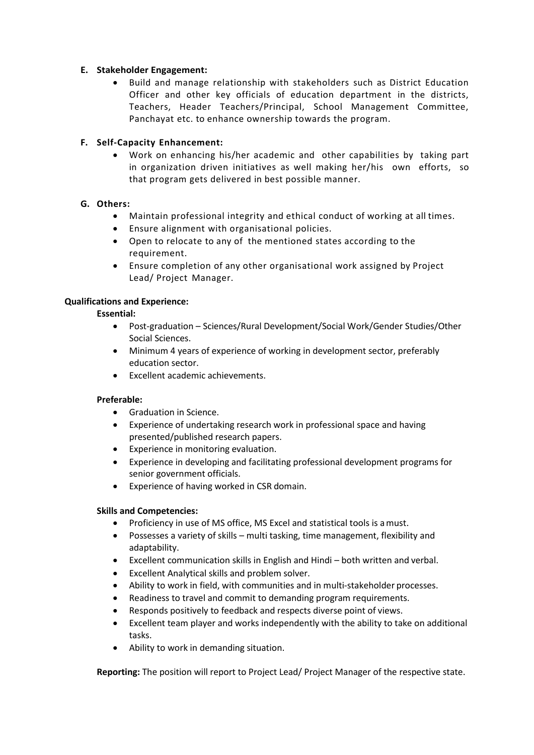**E. Stakeholder Engagement:**

- Build and manage relationship with stakeholders such as District Education Officer and other key officials of education department in the districts, Teachers, Header Teachers/Principal, School Management Committee, Panchayat etc. to enhance ownership towards the program.

**F. Self-Capacity Enhancement:**

- Work on enhancing his/her academic and other capabilities by taking part in organization driven initiatives as well making her/his own efforts, so that program gets delivered in best possible manner.

**G. Others:**

- Maintain professional integrity and ethical conduct of working at all times.
- Ensure alignment with organisational policies.
- Open to relocate to any of the mentioned states according to the requirement.
- Ensure completion of any other organisational work assigned by Project Lead/ Project Manager.

**Qualifications and Experience:**

**Essential:**

- Post-graduation – Sciences/Rural Development/Social Work/Gender Studies/Other Social Sciences.
- Minimum 4 years of experience of working in development sector, preferably education sector.
- Excellent academic achievements.

**Preferable:**

- Graduation in Science.
- Experience of undertaking research work in professional space and having presented/published research papers.
- Experience in monitoring evaluation.
- Experience in developing and facilitating professional development programs for senior government officials.
- Experience of having worked in CSR domain.

**Skills and Competencies:**

- Proficiency in use of MS office, MS Excel and statistical tools is a must.
- Possesses a variety of skills – multi tasking, time management, flexibility and adaptability.
- Excellent communication skills in English and Hindi – both written and verbal.
- Excellent Analytical skills and problem solver.
- Ability to work in field, with communities and in multi-stakeholder processes.
- Readiness to travel and commit to demanding program requirements.
- Responds positively to feedback and respects diverse point of views.
- Excellent team player and works independently with the ability to take on additional tasks.
- Ability to work in demanding situation.

**Reporting:** The position will report to Project Lead/ Project Manager of the respective state.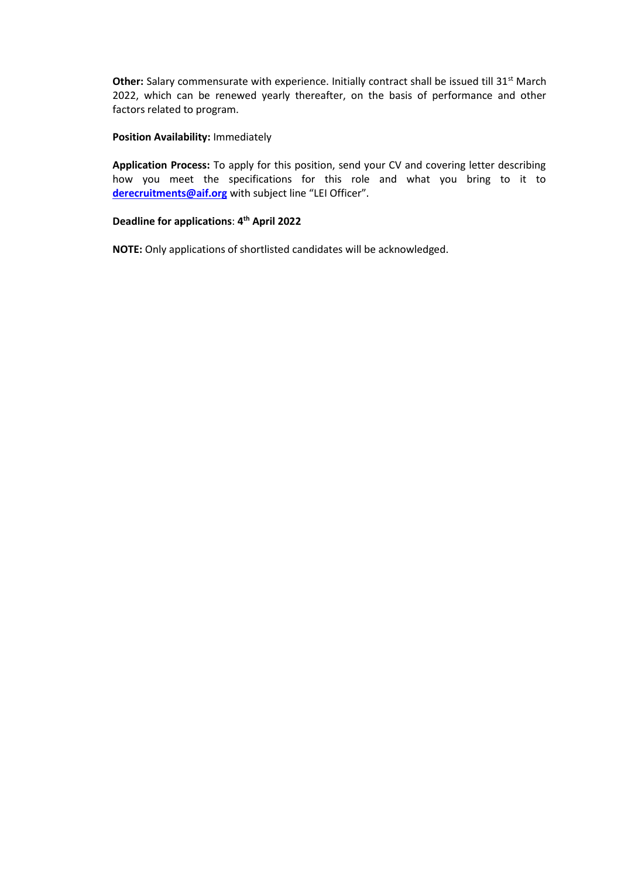**Other:** Salary commensurate with experience. Initially contract shall be issued till 31st March 2022, which can be renewed yearly thereafter, on the basis of performance and other factors related to program.

**Position Availability:** Immediately

**Application Process:** To apply for this position, send your CV and covering letter describing how you meet the specifications for this role and what you bring to it to **derecruitments@aif.org** with subject line "LEI Officer".

**Deadline for applications**: **4th April 2022**

**NOTE:** Only applications of shortlisted candidates will be acknowledged.